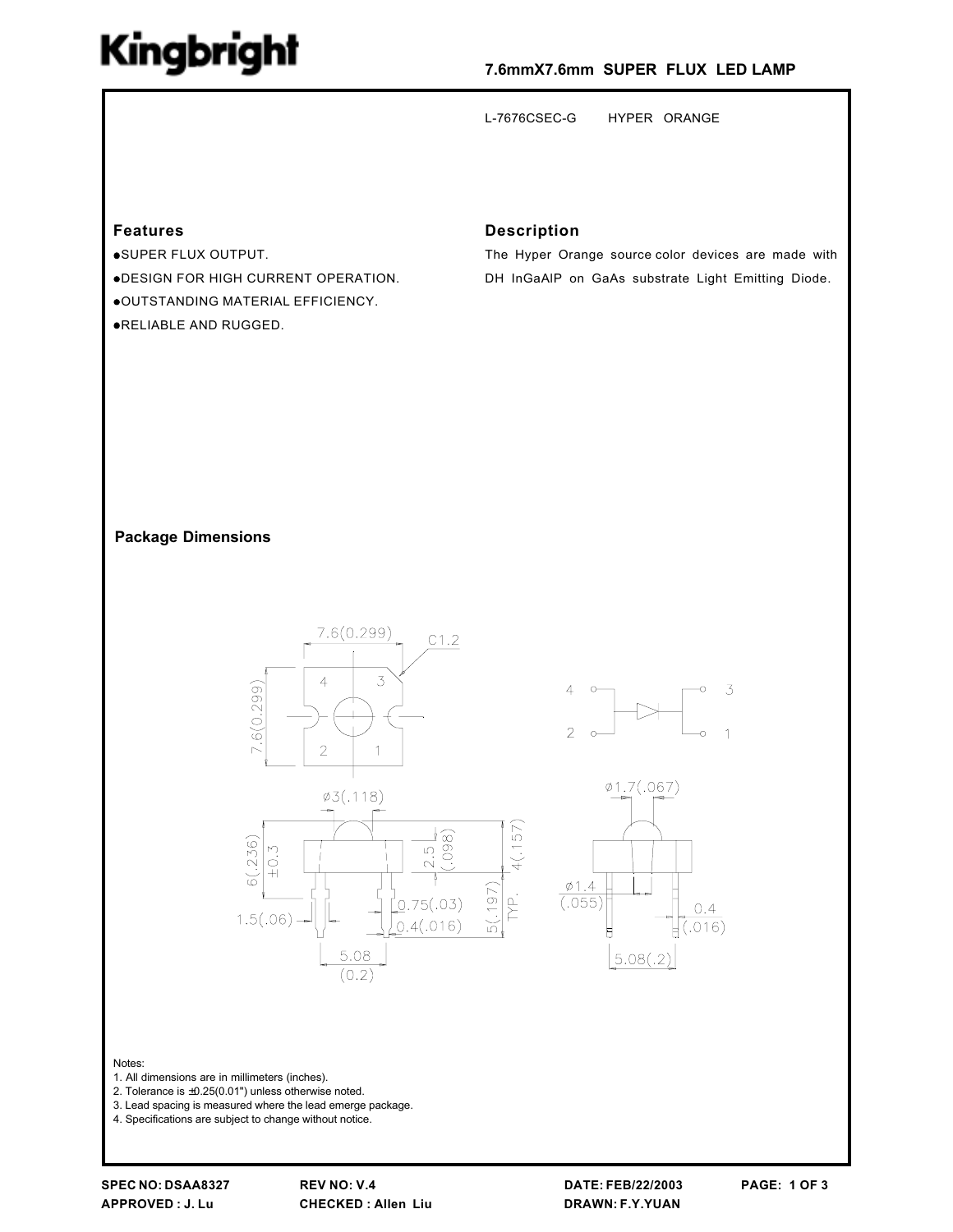# Kingbright

## 7.6mmX7.6mm SUPER FLUX LED LAMP

L-7676CSEC-G HYPER ORANGE

### Features

- SUPER FLUX OUTPUT.
- DESIGN FOR HIGH CURRENT OPERATION.
- OUTSTANDING MATERIAL EFFICIENCY.
- RELIABLE AND RUGGED.

### Description

The Hyper Orange source color devices are made with DH InGaAlP on GaAs substrate Light Emitting Diode.

### Package Dimensions

Notes:

1. All dimensions are in millimeters (inches).
2. Tolerance is ±0.25(0.01") unless otherwise noted.
3. Lead spacing is measured where the lead emerge package.
4. Specifications are subject to change without notice.

SPEC NO: DSAA8327 REV NO: V.4 DATE: FEB/22/2003
APPROVED : J. Lu CHECKED : Allen Liu DRAWN: F.Y.YUAN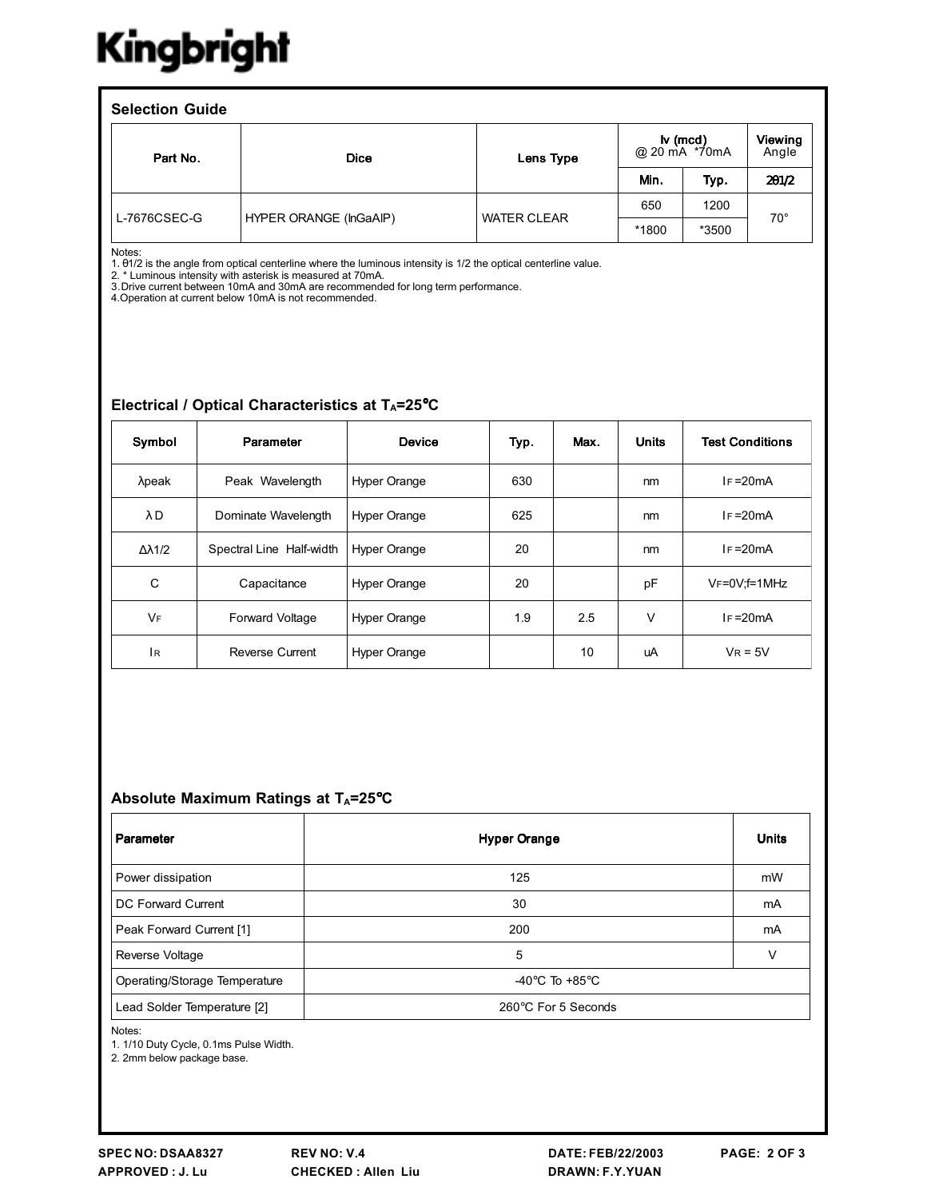## Selection Guide

| Part No. | Dice | Lens Type | Iv (mcd) @ 20 mA *70mA | | Viewing Angle |
|---|---|---|---|---|---|
| | | | Min. | Typ. | 2θ1/2 |
| L-7676CSEC-G | HYPER ORANGE (InGaAlP) | WATER CLEAR | 650 | 1200 | 70° |
| | | | *1800 | *3500 | |

Notes:
1. θ1/2 is the angle from optical centerline where the luminous intensity is 1/2 the optical centerline value.
2. * Luminous intensity with asterisk is measured at 70mA.
3. Drive current between 10mA and 30mA are recommended for long term performance.
4. Operation at current below 10mA is not recommended.

## Electrical / Optical Characteristics at $T_A$=25°C

| Symbol | Parameter | Device | Typ. | Max. | Units | Test Conditions |
|---|---|---|---|---|---|---|
| λpeak | Peak Wavelength | Hyper Orange | 630 | | nm | $I_F$ =20mA |
| λD | Dominate Wavelength | Hyper Orange | 625 | | nm | $I_F$ =20mA |
| Δλ1/2 | Spectral Line Half-width | Hyper Orange | 20 | | nm | $I_F$ =20mA |
| C | Capacitance | Hyper Orange | 20 | | pF | $V_F$=0V;f=1MHz |
| $V_F$ | Forward Voltage | Hyper Orange | 1.9 | 2.5 | V | $I_F$ =20mA |
| $I_R$ | Reverse Current | Hyper Orange | | 10 | uA | $V_R$ = 5V |

## Absolute Maximum Ratings at $T_A$=25°C

| Parameter | Hyper Orange | Units |
|---|---|---|
| Power dissipation | 125 | mW |
| DC Forward Current | 30 | mA |
| Peak Forward Current [1] | 200 | mA |
| Reverse Voltage | 5 | V |
| Operating/Storage Temperature | -40°C To +85°C | |
| Lead Solder Temperature [2] | 260°C For 5 Seconds | |

Notes:
1. 1/10 Duty Cycle, 0.1ms Pulse Width.
2. 2mm below package base.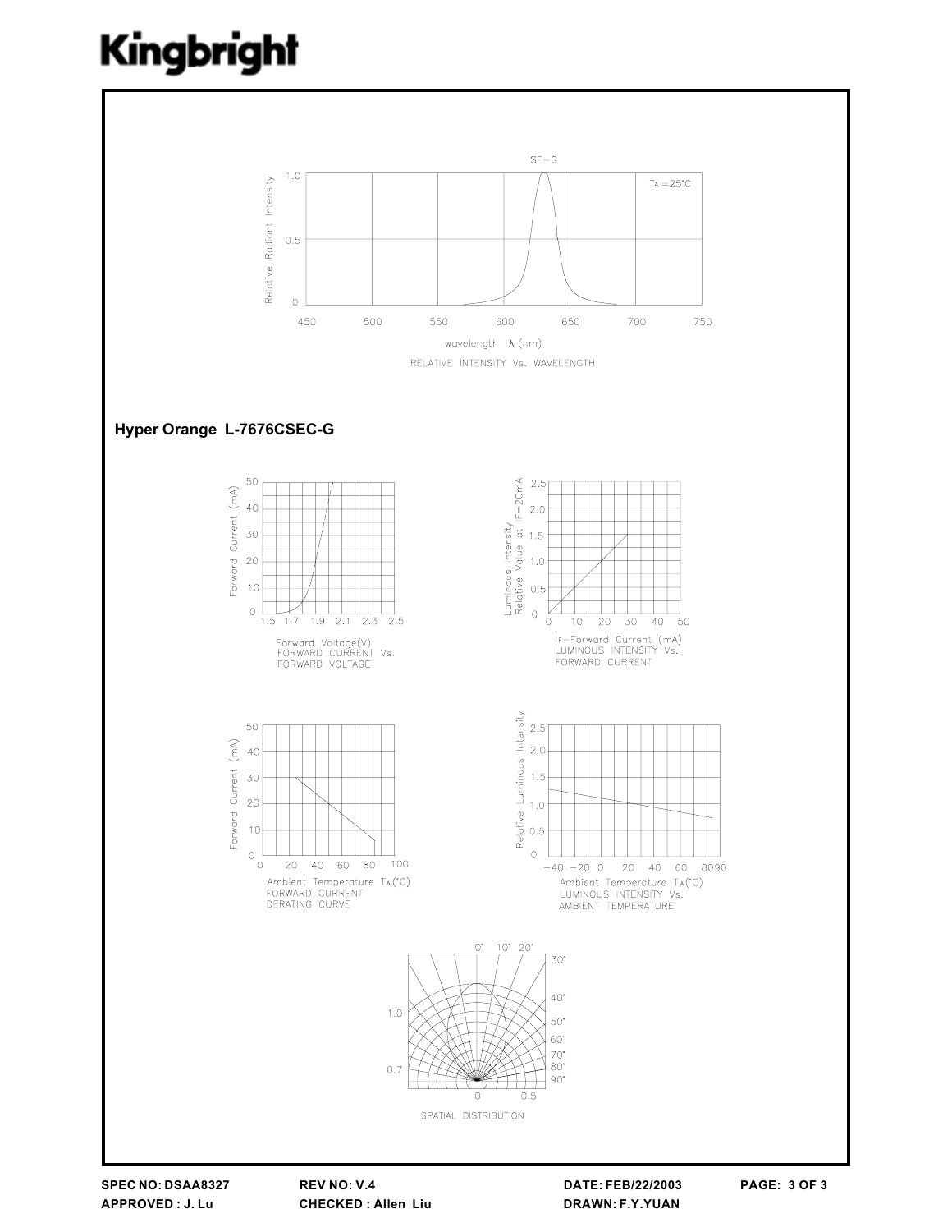SE−G

1.0

0.5

0

Relative Radiant Intensity

TA =25°C

450 500 550 600 650 700 750

wavelength λ (nm)

RELATIVE INTENSITY Vs. WAVELENGTH

**Hyper Orange L-7676CSEC-G**

Forward Current (mA)

50
40
30
20
10
0

1.5 1.7 1.9 2.1 2.3 2.5

Forward Voltage(V)
FORWARD CURRENT Vs.
FORWARD VOLTAGE

Luminous Intensity
Relative Value at IF=20mA

2.5
2.0
1.5
1.0
0.5
0

0 10 20 30 40 50

IF−Forward Current (mA)
LUMINOUS INTENSITY Vs.
FORWARD CURRENT

Forward Current (mA)

50
40
30
20
10
0

0 20 40 60 80 100

Ambient Temperature TA(°C)
FORWARD CURRENT
DERATING CURVE

Relative Luminous Intensity

2.5
2.0
1.5
1.0
0.5
0

−40 −20 0 20 40 60 8090

Ambient Temperature TA(°C)
LUMINOUS INTENSITY Vs.
AMBIENT TEMPERATURE

0° 10° 20°
30°
40°
50°
60°
70°
80°
90°

1.0

0.7

0 0.5

SPATIAL DISTRIBUTION

SPEC NO: DSAA8327 REV NO: V.4 DATE: FEB/22/2003
APPROVED : J. Lu CHECKED : Allen Liu DRAWN: F.Y.YUAN